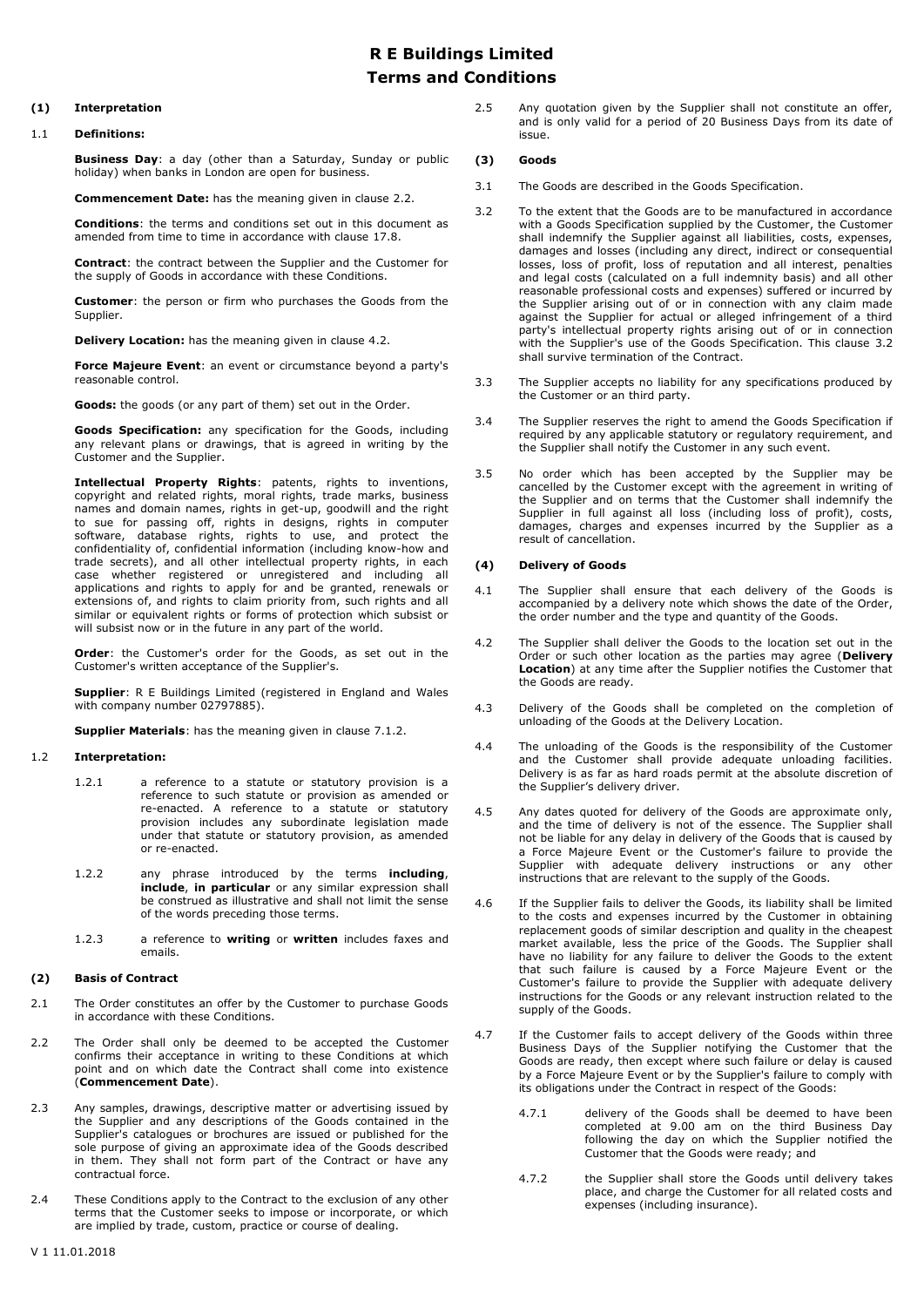# R E Buildings Limited
## Terms and Conditions

### (1) Interpretation

1.1 **Definitions:**

**Business Day**: a day (other than a Saturday, Sunday or public holiday) when banks in London are open for business.

**Commencement Date:** has the meaning given in clause 2.2.

**Conditions**: the terms and conditions set out in this document as amended from time to time in accordance with clause 17.8.

**Contract**: the contract between the Supplier and the Customer for the supply of Goods in accordance with these Conditions.

**Customer**: the person or firm who purchases the Goods from the Supplier.

**Delivery Location:** has the meaning given in clause 4.2.

**Force Majeure Event**: an event or circumstance beyond a party's reasonable control.

**Goods:** the goods (or any part of them) set out in the Order.

**Goods Specification:** any specification for the Goods, including any relevant plans or drawings, that is agreed in writing by the Customer and the Supplier.

**Intellectual Property Rights**: patents, rights to inventions, copyright and related rights, moral rights, trade marks, business names and domain names, rights in get-up, goodwill and the right to sue for passing off, rights in designs, rights in computer software, database rights, rights to use, and protect the confidentiality of, confidential information (including know-how and trade secrets), and all other intellectual property rights, in each case whether registered or unregistered and including all applications and rights to apply for and be granted, renewals or extensions of, and rights to claim priority from, such rights and all similar or equivalent rights or forms of protection which subsist or will subsist now or in the future in any part of the world.

**Order**: the Customer's order for the Goods, as set out in the Customer's written acceptance of the Supplier's.

**Supplier**: R E Buildings Limited (registered in England and Wales with company number 02797885).

**Supplier Materials**: has the meaning given in clause 7.1.2.

1.2 **Interpretation:**

1.2.1 a reference to a statute or statutory provision is a reference to such statute or provision as amended or re-enacted. A reference to a statute or statutory provision includes any subordinate legislation made under that statute or statutory provision, as amended or re-enacted.

1.2.2 any phrase introduced by the terms **including**, **include**, **in particular** or any similar expression shall be construed as illustrative and shall not limit the sense of the words preceding those terms.

1.2.3 a reference to **writing** or **written** includes faxes and emails.

### (2) Basis of Contract

2.1 The Order constitutes an offer by the Customer to purchase Goods in accordance with these Conditions.

2.2 The Order shall only be deemed to be accepted the Customer confirms their acceptance in writing to these Conditions at which point and on which date the Contract shall come into existence (**Commencement Date**).

2.3 Any samples, drawings, descriptive matter or advertising issued by the Supplier and any descriptions of the Goods contained in the Supplier's catalogues or brochures are issued or published for the sole purpose of giving an approximate idea of the Goods described in them. They shall not form part of the Contract or have any contractual force.

2.4 These Conditions apply to the Contract to the exclusion of any other terms that the Customer seeks to impose or incorporate, or which are implied by trade, custom, practice or course of dealing.

2.5 Any quotation given by the Supplier shall not constitute an offer, and is only valid for a period of 20 Business Days from its date of issue.

### (3) Goods

3.1 The Goods are described in the Goods Specification.

3.2 To the extent that the Goods are to be manufactured in accordance with a Goods Specification supplied by the Customer, the Customer shall indemnify the Supplier against all liabilities, costs, expenses, damages and losses (including any direct, indirect or consequential losses, loss of profit, loss of reputation and all interest, penalties and legal costs (calculated on a full indemnity basis) and all other reasonable professional costs and expenses) suffered or incurred by the Supplier arising out of or in connection with any claim made against the Supplier for actual or alleged infringement of a third party's intellectual property rights arising out of or in connection with the Supplier's use of the Goods Specification. This clause 3.2 shall survive termination of the Contract.

3.3 The Supplier accepts no liability for any specifications produced by the Customer or an third party.

3.4 The Supplier reserves the right to amend the Goods Specification if required by any applicable statutory or regulatory requirement, and the Supplier shall notify the Customer in any such event.

3.5 No order which has been accepted by the Supplier may be cancelled by the Customer except with the agreement in writing of the Supplier and on terms that the Customer shall indemnify the Supplier in full against all loss (including loss of profit), costs, damages, charges and expenses incurred by the Supplier as a result of cancellation.

### (4) Delivery of Goods

4.1 The Supplier shall ensure that each delivery of the Goods is accompanied by a delivery note which shows the date of the Order, the order number and the type and quantity of the Goods.

4.2 The Supplier shall deliver the Goods to the location set out in the Order or such other location as the parties may agree (**Delivery Location**) at any time after the Supplier notifies the Customer that the Goods are ready.

4.3 Delivery of the Goods shall be completed on the completion of unloading of the Goods at the Delivery Location.

4.4 The unloading of the Goods is the responsibility of the Customer and the Customer shall provide adequate unloading facilities. Delivery is as far as hard roads permit at the absolute discretion of the Supplier's delivery driver.

4.5 Any dates quoted for delivery of the Goods are approximate only, and the time of delivery is not of the essence. The Supplier shall not be liable for any delay in delivery of the Goods that is caused by a Force Majeure Event or the Customer's failure to provide the Supplier with adequate delivery instructions or any other instructions that are relevant to the supply of the Goods.

4.6 If the Supplier fails to deliver the Goods, its liability shall be limited to the costs and expenses incurred by the Customer in obtaining replacement goods of similar description and quality in the cheapest market available, less the price of the Goods. The Supplier shall have no liability for any failure to deliver the Goods to the extent that such failure is caused by a Force Majeure Event or the Customer's failure to provide the Supplier with adequate delivery instructions for the Goods or any relevant instruction related to the supply of the Goods.

4.7 If the Customer fails to accept delivery of the Goods within three Business Days of the Supplier notifying the Customer that the Goods are ready, then except where such failure or delay is caused by a Force Majeure Event or by the Supplier's failure to comply with its obligations under the Contract in respect of the Goods:

4.7.1 delivery of the Goods shall be deemed to have been completed at 9.00 am on the third Business Day following the day on which the Supplier notified the Customer that the Goods were ready; and

4.7.2 the Supplier shall store the Goods until delivery takes place, and charge the Customer for all related costs and expenses (including insurance).

V 1 11.01.2018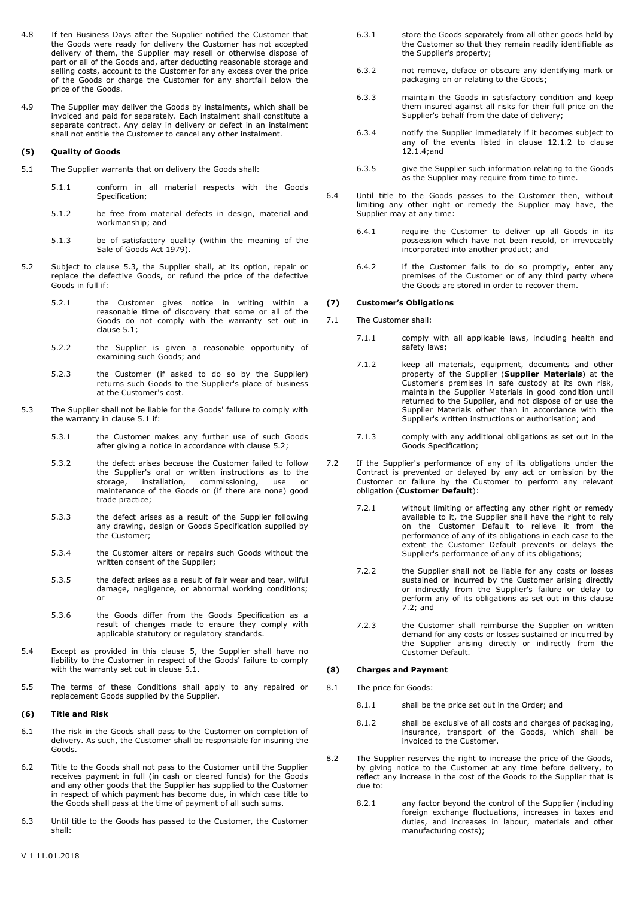4.8 If ten Business Days after the Supplier notified the Customer that the Goods were ready for delivery the Customer has not accepted delivery of them, the Supplier may resell or otherwise dispose of part or all of the Goods and, after deducting reasonable storage and selling costs, account to the Customer for any excess over the price of the Goods or charge the Customer for any shortfall below the price of the Goods.

4.9 The Supplier may deliver the Goods by instalments, which shall be invoiced and paid for separately. Each instalment shall constitute a separate contract. Any delay in delivery or defect in an instalment shall not entitle the Customer to cancel any other instalment.

**(5) Quality of Goods**

5.1 The Supplier warrants that on delivery the Goods shall:

5.1.1 conform in all material respects with the Goods Specification;

5.1.2 be free from material defects in design, material and workmanship; and

5.1.3 be of satisfactory quality (within the meaning of the Sale of Goods Act 1979).

5.2 Subject to clause 5.3, the Supplier shall, at its option, repair or replace the defective Goods, or refund the price of the defective Goods in full if:

5.2.1 the Customer gives notice in writing within a reasonable time of discovery that some or all of the Goods do not comply with the warranty set out in clause 5.1;

5.2.2 the Supplier is given a reasonable opportunity of examining such Goods; and

5.2.3 the Customer (if asked to do so by the Supplier) returns such Goods to the Supplier's place of business at the Customer's cost.

5.3 The Supplier shall not be liable for the Goods' failure to comply with the warranty in clause 5.1 if:

5.3.1 the Customer makes any further use of such Goods after giving a notice in accordance with clause 5.2;

5.3.2 the defect arises because the Customer failed to follow the Supplier's oral or written instructions as to the storage, installation, commissioning, use or maintenance of the Goods or (if there are none) good trade practice;

5.3.3 the defect arises as a result of the Supplier following any drawing, design or Goods Specification supplied by the Customer;

5.3.4 the Customer alters or repairs such Goods without the written consent of the Supplier;

5.3.5 the defect arises as a result of fair wear and tear, wilful damage, negligence, or abnormal working conditions; or

5.3.6 the Goods differ from the Goods Specification as a result of changes made to ensure they comply with applicable statutory or regulatory standards.

5.4 Except as provided in this clause 5, the Supplier shall have no liability to the Customer in respect of the Goods' failure to comply with the warranty set out in clause 5.1.

5.5 The terms of these Conditions shall apply to any repaired or replacement Goods supplied by the Supplier.

**(6) Title and Risk**

6.1 The risk in the Goods shall pass to the Customer on completion of delivery. As such, the Customer shall be responsible for insuring the Goods.

6.2 Title to the Goods shall not pass to the Customer until the Supplier receives payment in full (in cash or cleared funds) for the Goods and any other goods that the Supplier has supplied to the Customer in respect of which payment has become due, in which case title to the Goods shall pass at the time of payment of all such sums.

6.3 Until title to the Goods has passed to the Customer, the Customer shall:

6.3.1 store the Goods separately from all other goods held by the Customer so that they remain readily identifiable as the Supplier's property;

6.3.2 not remove, deface or obscure any identifying mark or packaging on or relating to the Goods;

6.3.3 maintain the Goods in satisfactory condition and keep them insured against all risks for their full price on the Supplier's behalf from the date of delivery;

6.3.4 notify the Supplier immediately if it becomes subject to any of the events listed in clause 12.1.2 to clause 12.1.4;and

6.3.5 give the Supplier such information relating to the Goods as the Supplier may require from time to time.

6.4 Until title to the Goods passes to the Customer then, without limiting any other right or remedy the Supplier may have, the Supplier may at any time:

6.4.1 require the Customer to deliver up all Goods in its possession which have not been resold, or irrevocably incorporated into another product; and

6.4.2 if the Customer fails to do so promptly, enter any premises of the Customer or of any third party where the Goods are stored in order to recover them.

**(7) Customer's Obligations**

7.1 The Customer shall:

7.1.1 comply with all applicable laws, including health and safety laws;

7.1.2 keep all materials, equipment, documents and other property of the Supplier (**Supplier Materials**) at the Customer's premises in safe custody at its own risk, maintain the Supplier Materials in good condition until returned to the Supplier, and not dispose of or use the Supplier Materials other than in accordance with the Supplier's written instructions or authorisation; and

7.1.3 comply with any additional obligations as set out in the Goods Specification;

7.2 If the Supplier's performance of any of its obligations under the Contract is prevented or delayed by any act or omission by the Customer or failure by the Customer to perform any relevant obligation (**Customer Default**):

7.2.1 without limiting or affecting any other right or remedy available to it, the Supplier shall have the right to rely on the Customer Default to relieve it from the performance of any of its obligations in each case to the extent the Customer Default prevents or delays the Supplier's performance of any of its obligations;

7.2.2 the Supplier shall not be liable for any costs or losses sustained or incurred by the Customer arising directly or indirectly from the Supplier's failure or delay to perform any of its obligations as set out in this clause 7.2; and

7.2.3 the Customer shall reimburse the Supplier on written demand for any costs or losses sustained or incurred by the Supplier arising directly or indirectly from the Customer Default.

**(8) Charges and Payment**

8.1 The price for Goods:

8.1.1 shall be the price set out in the Order; and

8.1.2 shall be exclusive of all costs and charges of packaging, insurance, transport of the Goods, which shall be invoiced to the Customer.

8.2 The Supplier reserves the right to increase the price of the Goods, by giving notice to the Customer at any time before delivery, to reflect any increase in the cost of the Goods to the Supplier that is due to:

8.2.1 any factor beyond the control of the Supplier (including foreign exchange fluctuations, increases in taxes and duties, and increases in labour, materials and other manufacturing costs);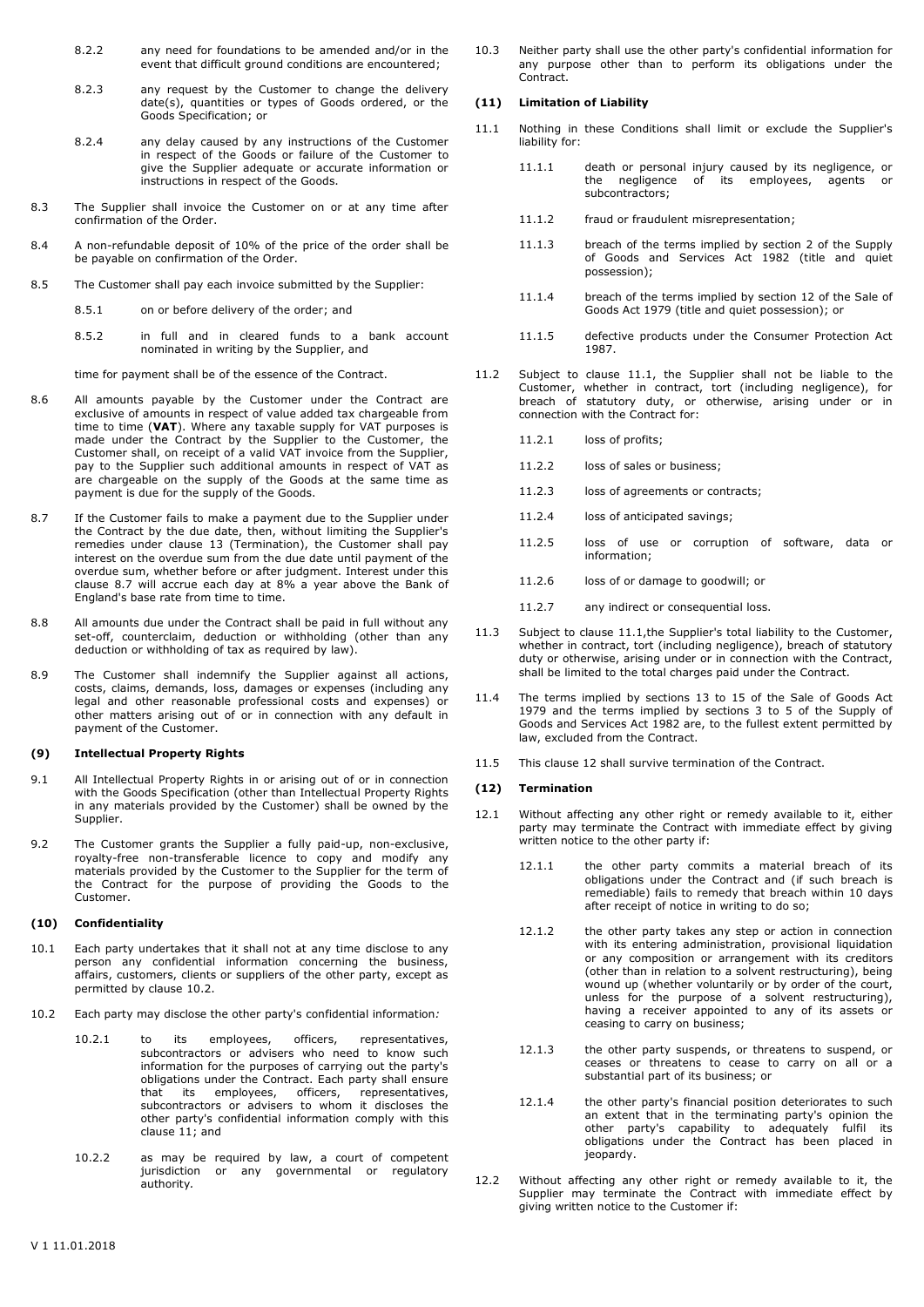8.2.2 any need for foundations to be amended and/or in the event that difficult ground conditions are encountered;

8.2.3 any request by the Customer to change the delivery date(s), quantities or types of Goods ordered, or the Goods Specification; or

8.2.4 any delay caused by any instructions of the Customer in respect of the Goods or failure of the Customer to give the Supplier adequate or accurate information or instructions in respect of the Goods.

8.3 The Supplier shall invoice the Customer on or at any time after confirmation of the Order.

8.4 A non-refundable deposit of 10% of the price of the order shall be be payable on confirmation of the Order.

8.5 The Customer shall pay each invoice submitted by the Supplier:

8.5.1 on or before delivery of the order; and

8.5.2 in full and in cleared funds to a bank account nominated in writing by the Supplier, and

time for payment shall be of the essence of the Contract.

8.6 All amounts payable by the Customer under the Contract are exclusive of amounts in respect of value added tax chargeable from time to time (**VAT**). Where any taxable supply for VAT purposes is made under the Contract by the Supplier to the Customer, the Customer shall, on receipt of a valid VAT invoice from the Supplier, pay to the Supplier such additional amounts in respect of VAT as are chargeable on the supply of the Goods at the same time as payment is due for the supply of the Goods.

8.7 If the Customer fails to make a payment due to the Supplier under the Contract by the due date, then, without limiting the Supplier's remedies under clause 13 (Termination), the Customer shall pay interest on the overdue sum from the due date until payment of the overdue sum, whether before or after judgment. Interest under this clause 8.7 will accrue each day at 8% a year above the Bank of England's base rate from time to time.

8.8 All amounts due under the Contract shall be paid in full without any set-off, counterclaim, deduction or withholding (other than any deduction or withholding of tax as required by law).

8.9 The Customer shall indemnify the Supplier against all actions, costs, claims, demands, loss, damages or expenses (including any legal and other reasonable professional costs and expenses) or other matters arising out of or in connection with any default in payment of the Customer.

**(9) Intellectual Property Rights**

9.1 All Intellectual Property Rights in or arising out of or in connection with the Goods Specification (other than Intellectual Property Rights in any materials provided by the Customer) shall be owned by the Supplier.

9.2 The Customer grants the Supplier a fully paid-up, non-exclusive, royalty-free non-transferable licence to copy and modify any materials provided by the Customer to the Supplier for the term of the Contract for the purpose of providing the Goods to the Customer.

**(10) Confidentiality**

10.1 Each party undertakes that it shall not at any time disclose to any person any confidential information concerning the business, affairs, customers, clients or suppliers of the other party, except as permitted by clause 10.2.

10.2 Each party may disclose the other party's confidential information*:*

10.2.1 to its employees, officers, representatives, subcontractors or advisers who need to know such information for the purposes of carrying out the party's obligations under the Contract. Each party shall ensure that its employees, officers, representatives, subcontractors or advisers to whom it discloses the other party's confidential information comply with this clause 11; and

10.2.2 as may be required by law, a court of competent jurisdiction or any governmental or regulatory authority.

10.3 Neither party shall use the other party's confidential information for any purpose other than to perform its obligations under the Contract.

**(11) Limitation of Liability**

11.1 Nothing in these Conditions shall limit or exclude the Supplier's liability for:

11.1.1 death or personal injury caused by its negligence, or the negligence of its employees, agents or subcontractors;

11.1.2 fraud or fraudulent misrepresentation;

11.1.3 breach of the terms implied by section 2 of the Supply of Goods and Services Act 1982 (title and quiet possession);

11.1.4 breach of the terms implied by section 12 of the Sale of Goods Act 1979 (title and quiet possession); or

11.1.5 defective products under the Consumer Protection Act 1987.

11.2 Subject to clause 11.1, the Supplier shall not be liable to the Customer, whether in contract, tort (including negligence), for breach of statutory duty, or otherwise, arising under or in connection with the Contract for:

11.2.1 loss of profits;

11.2.2 loss of sales or business;

11.2.3 loss of agreements or contracts;

11.2.4 loss of anticipated savings;

11.2.5 loss of use or corruption of software, data or information;

11.2.6 loss of or damage to goodwill; or

11.2.7 any indirect or consequential loss.

11.3 Subject to clause 11.1,the Supplier's total liability to the Customer, whether in contract, tort (including negligence), breach of statutory duty or otherwise, arising under or in connection with the Contract, shall be limited to the total charges paid under the Contract.

11.4 The terms implied by sections 13 to 15 of the Sale of Goods Act 1979 and the terms implied by sections 3 to 5 of the Supply of Goods and Services Act 1982 are, to the fullest extent permitted by law, excluded from the Contract.

11.5 This clause 12 shall survive termination of the Contract.

**(12) Termination**

12.1 Without affecting any other right or remedy available to it, either party may terminate the Contract with immediate effect by giving written notice to the other party if:

12.1.1 the other party commits a material breach of its obligations under the Contract and (if such breach is remediable) fails to remedy that breach within 10 days after receipt of notice in writing to do so;

12.1.2 the other party takes any step or action in connection with its entering administration, provisional liquidation or any composition or arrangement with its creditors (other than in relation to a solvent restructuring), being wound up (whether voluntarily or by order of the court, unless for the purpose of a solvent restructuring), having a receiver appointed to any of its assets or ceasing to carry on business;

12.1.3 the other party suspends, or threatens to suspend, or ceases or threatens to cease to carry on all or a substantial part of its business; or

12.1.4 the other party's financial position deteriorates to such an extent that in the terminating party's opinion the other party's capability to adequately fulfil its obligations under the Contract has been placed in jeopardy.

12.2 Without affecting any other right or remedy available to it, the Supplier may terminate the Contract with immediate effect by giving written notice to the Customer if:

V 1 11.01.2018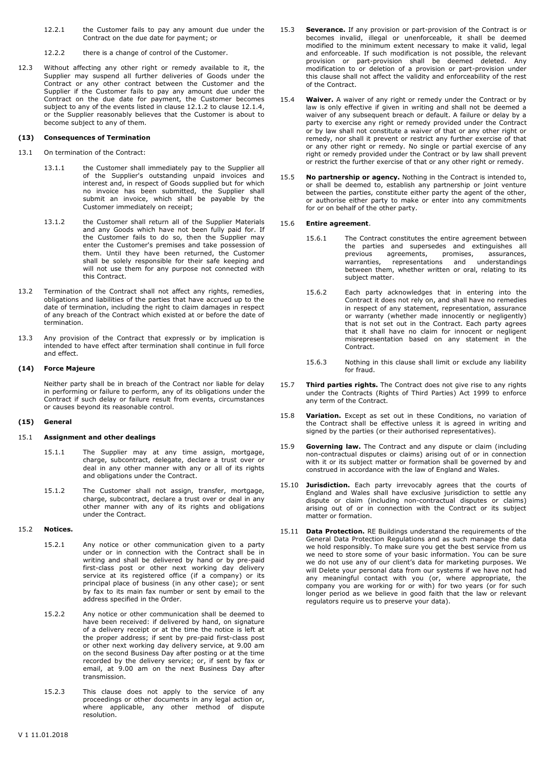12.2.1 the Customer fails to pay any amount due under the Contract on the due date for payment; or

12.2.2 there is a change of control of the Customer.

12.3 Without affecting any other right or remedy available to it, the Supplier may suspend all further deliveries of Goods under the Contract or any other contract between the Customer and the Supplier if the Customer fails to pay any amount due under the Contract on the due date for payment, the Customer becomes subject to any of the events listed in clause 12.1.2 to clause 12.1.4, or the Supplier reasonably believes that the Customer is about to become subject to any of them.

## (13) Consequences of Termination

13.1 On termination of the Contract:

13.1.1 the Customer shall immediately pay to the Supplier all of the Supplier's outstanding unpaid invoices and interest and, in respect of Goods supplied but for which no invoice has been submitted, the Supplier shall submit an invoice, which shall be payable by the Customer immediately on receipt;

13.1.2 the Customer shall return all of the Supplier Materials and any Goods which have not been fully paid for. If the Customer fails to do so, then the Supplier may enter the Customer's premises and take possession of them. Until they have been returned, the Customer shall be solely responsible for their safe keeping and will not use them for any purpose not connected with this Contract.

13.2 Termination of the Contract shall not affect any rights, remedies, obligations and liabilities of the parties that have accrued up to the date of termination, including the right to claim damages in respect of any breach of the Contract which existed at or before the date of termination.

13.3 Any provision of the Contract that expressly or by implication is intended to have effect after termination shall continue in full force and effect.

## (14) Force Majeure

Neither party shall be in breach of the Contract nor liable for delay in performing or failure to perform, any of its obligations under the Contract if such delay or failure result from events, circumstances or causes beyond its reasonable control.

## (15) General

15.1 **Assignment and other dealings**

15.1.1 The Supplier may at any time assign, mortgage, charge, subcontract, delegate, declare a trust over or deal in any other manner with any or all of its rights and obligations under the Contract.

15.1.2 The Customer shall not assign, transfer, mortgage, charge, subcontract, declare a trust over or deal in any other manner with any of its rights and obligations under the Contract.

15.2 **Notices.**

15.2.1 Any notice or other communication given to a party under or in connection with the Contract shall be in writing and shall be delivered by hand or by pre-paid first-class post or other next working day delivery service at its registered office (if a company) or its principal place of business (in any other case); or sent by fax to its main fax number or sent by email to the address specified in the Order.

15.2.2 Any notice or other communication shall be deemed to have been received: if delivered by hand, on signature of a delivery receipt or at the time the notice is left at the proper address; if sent by pre-paid first-class post or other next working day delivery service, at 9.00 am on the second Business Day after posting or at the time recorded by the delivery service; or, if sent by fax or email, at 9.00 am on the next Business Day after transmission.

15.2.3 This clause does not apply to the service of any proceedings or other documents in any legal action or, where applicable, any other method of dispute resolution.

15.3 **Severance.** If any provision or part-provision of the Contract is or becomes invalid, illegal or unenforceable, it shall be deemed modified to the minimum extent necessary to make it valid, legal and enforceable. If such modification is not possible, the relevant provision or part-provision shall be deemed deleted. Any modification to or deletion of a provision or part-provision under this clause shall not affect the validity and enforceability of the rest of the Contract.

15.4 **Waiver.** A waiver of any right or remedy under the Contract or by law is only effective if given in writing and shall not be deemed a waiver of any subsequent breach or default. A failure or delay by a party to exercise any right or remedy provided under the Contract or by law shall not constitute a waiver of that or any other right or remedy, nor shall it prevent or restrict any further exercise of that or any other right or remedy. No single or partial exercise of any right or remedy provided under the Contract or by law shall prevent or restrict the further exercise of that or any other right or remedy.

15.5 **No partnership or agency.** Nothing in the Contract is intended to, or shall be deemed to, establish any partnership or joint venture between the parties, constitute either party the agent of the other, or authorise either party to make or enter into any commitments for or on behalf of the other party.

15.6 **Entire agreement**.

15.6.1 The Contract constitutes the entire agreement between the parties and supersedes and extinguishes all previous agreements, promises, assurances, warranties, representations and understandings between them, whether written or oral, relating to its subject matter.

15.6.2 Each party acknowledges that in entering into the Contract it does not rely on, and shall have no remedies in respect of any statement, representation, assurance or warranty (whether made innocently or negligently) that is not set out in the Contract. Each party agrees that it shall have no claim for innocent or negligent misrepresentation based on any statement in the Contract.

15.6.3 Nothing in this clause shall limit or exclude any liability for fraud.

15.7 **Third parties rights.** The Contract does not give rise to any rights under the Contracts (Rights of Third Parties) Act 1999 to enforce any term of the Contract.

15.8 **Variation.** Except as set out in these Conditions, no variation of the Contract shall be effective unless it is agreed in writing and signed by the parties (or their authorised representatives).

15.9 **Governing law.** The Contract and any dispute or claim (including non-contractual disputes or claims) arising out of or in connection with it or its subject matter or formation shall be governed by and construed in accordance with the law of England and Wales.

15.10 **Jurisdiction.** Each party irrevocably agrees that the courts of England and Wales shall have exclusive jurisdiction to settle any dispute or claim (including non-contractual disputes or claims) arising out of or in connection with the Contract or its subject matter or formation.

15.11 **Data Protection.** RE Buildings understand the requirements of the General Data Protection Regulations and as such manage the data we hold responsibly. To make sure you get the best service from us we need to store some of your basic information. You can be sure we do not use any of our client's data for marketing purposes. We will Delete your personal data from our systems if we have not had any meaningful contact with you (or, where appropriate, the company you are working for or with) for two years (or for such longer period as we believe in good faith that the law or relevant regulators require us to preserve your data).

V 1 11.01.2018